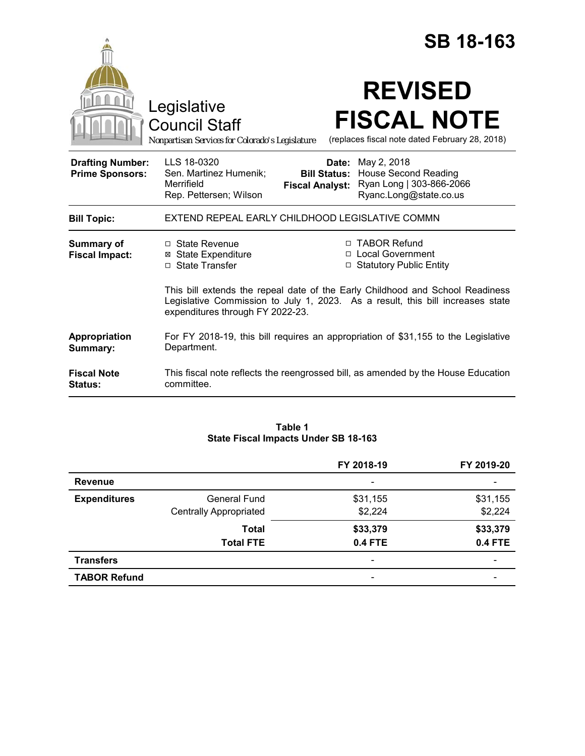# SB 18-163

Legislative Council Staff

*Nonpartisan Services for Colorado's Legislature*

# REVISED FISCAL NOTE

(replaces fiscal note dated February 28, 2018)

| | | | |
|---|---|---|---|
| **Drafting Number:** | LLS 18-0320 | **Date:** | May 2, 2018 |
| **Prime Sponsors:** | Sen. Martinez Humenik; Merrifield<br>Rep. Pettersen; Wilson | **Bill Status:** | House Second Reading |
| | | **Fiscal Analyst:** | Ryan Long \| 303-866-2066<br>Ryanc.Long@state.co.us |

| | |
|---|---|
| **Bill Topic:** | EXTEND REPEAL EARLY CHILDHOOD LEGISLATIVE COMMN |
| **Summary of Fiscal Impact:** | ☐ State Revenue<br>☒ State Expenditure<br>☐ State Transfer<br>☐ TABOR Refund<br>☐ Local Government<br>☐ Statutory Public Entity<br><br>This bill extends the repeal date of the Early Childhood and School Readiness Legislative Commission to July 1, 2023. As a result, this bill increases state expenditures through FY 2022-23. |
| **Appropriation Summary:** | For FY 2018-19, this bill requires an appropriation of $31,155 to the Legislative Department. |
| **Fiscal Note Status:** | This fiscal note reflects the reengrossed bill, as amended by the House Education committee. |

**Table 1**
**State Fiscal Impacts Under SB 18-163**

| | | FY 2018-19 | FY 2019-20 |
|---|---|---|---|
| **Revenue** | | - | - |
| **Expenditures** | General Fund | $31,155 | $31,155 |
| | Centrally Appropriated | $2,224 | $2,224 |
| | **Total** | **$33,379** | **$33,379** |
| | **Total FTE** | **0.4 FTE** | **0.4 FTE** |
| **Transfers** | | - | - |
| **TABOR Refund** | | - | - |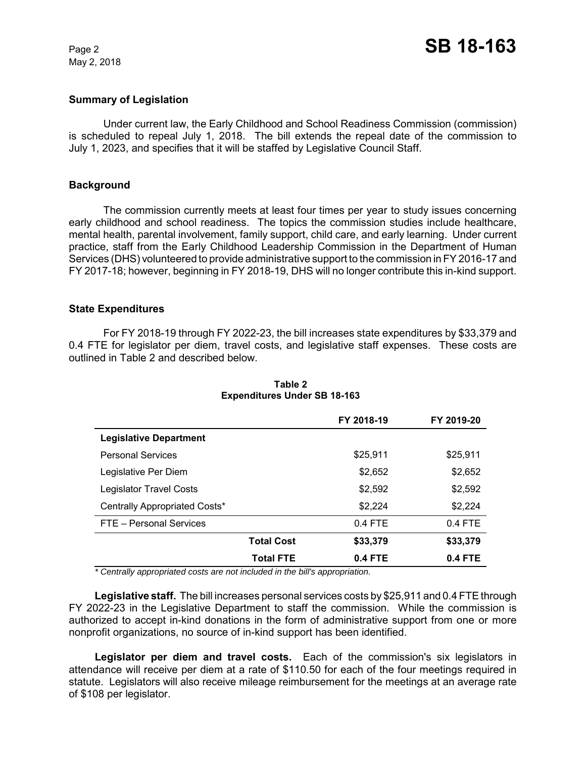## Summary of Legislation

Under current law, the Early Childhood and School Readiness Commission (commission) is scheduled to repeal July 1, 2018. The bill extends the repeal date of the commission to July 1, 2023, and specifies that it will be staffed by Legislative Council Staff.

## Background

The commission currently meets at least four times per year to study issues concerning early childhood and school readiness. The topics the commission studies include healthcare, mental health, parental involvement, family support, child care, and early learning. Under current practice, staff from the Early Childhood Leadership Commission in the Department of Human Services (DHS) volunteered to provide administrative support to the commission in FY 2016-17 and FY 2017-18; however, beginning in FY 2018-19, DHS will no longer contribute this in-kind support.

## State Expenditures

For FY 2018-19 through FY 2022-23, the bill increases state expenditures by $33,379 and 0.4 FTE for legislator per diem, travel costs, and legislative staff expenses. These costs are outlined in Table 2 and described below.

**Table 2**
**Expenditures Under SB 18-163**

| | | FY 2018-19 | FY 2019-20 |
|---|---|---|---|
| **Legislative Department** | | | |
| Personal Services | | $25,911 | $25,911 |
| Legislative Per Diem | | $2,652 | $2,652 |
| Legislator Travel Costs | | $2,592 | $2,592 |
| Centrally Appropriated Costs* | | $2,224 | $2,224 |
| FTE – Personal Services | | 0.4 FTE | 0.4 FTE |
| | **Total Cost** | **$33,379** | **$33,379** |
| | **Total FTE** | **0.4 FTE** | **0.4 FTE** |

*\* Centrally appropriated costs are not included in the bill's appropriation.*

**Legislative staff.** The bill increases personal services costs by $25,911 and 0.4 FTE through FY 2022-23 in the Legislative Department to staff the commission. While the commission is authorized to accept in-kind donations in the form of administrative support from one or more nonprofit organizations, no source of in-kind support has been identified.

**Legislator per diem and travel costs.** Each of the commission's six legislators in attendance will receive per diem at a rate of $110.50 for each of the four meetings required in statute. Legislators will also receive mileage reimbursement for the meetings at an average rate of $108 per legislator.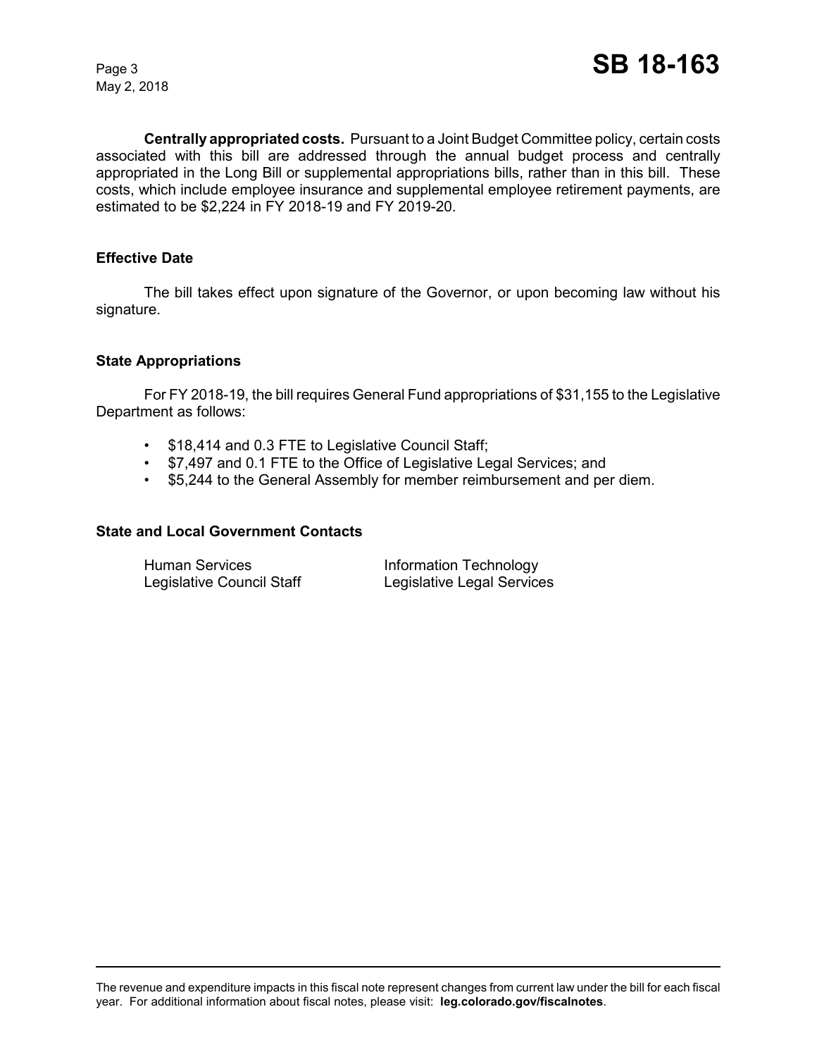**Centrally appropriated costs.** Pursuant to a Joint Budget Committee policy, certain costs associated with this bill are addressed through the annual budget process and centrally appropriated in the Long Bill or supplemental appropriations bills, rather than in this bill. These costs, which include employee insurance and supplemental employee retirement payments, are estimated to be $2,224 in FY 2018-19 and FY 2019-20.

## Effective Date

The bill takes effect upon signature of the Governor, or upon becoming law without his signature.

## State Appropriations

For FY 2018-19, the bill requires General Fund appropriations of $31,155 to the Legislative Department as follows:

- $18,414 and 0.3 FTE to Legislative Council Staff;
- $7,497 and 0.1 FTE to the Office of Legislative Legal Services; and
- $5,244 to the General Assembly for member reimbursement and per diem.

## State and Local Government Contacts

Human Services
Information Technology
Legislative Council Staff
Legislative Legal Services

The revenue and expenditure impacts in this fiscal note represent changes from current law under the bill for each fiscal year. For additional information about fiscal notes, please visit: **leg.colorado.gov/fiscalnotes**.